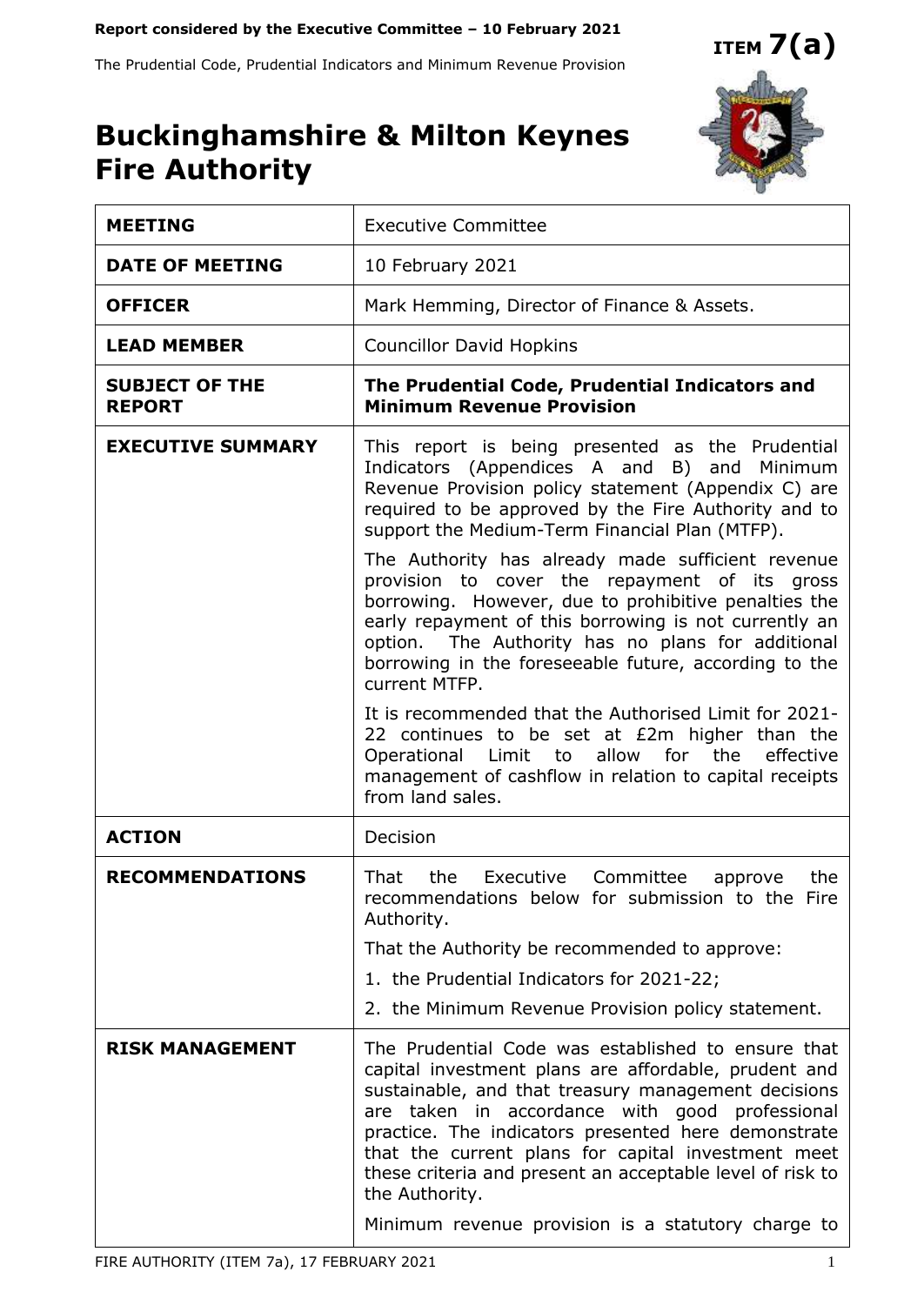**Report considered by the Executive Committee – 10 February 2021**

The Prudential Code, Prudential Indicators and Minimum Revenue Provision

**ITEM 7(a)**

# Buckinghamshire & Milton Keynes Fire Authority

| | |
|---|---|
| **MEETING** | Executive Committee |
| **DATE OF MEETING** | 10 February 2021 |
| **OFFICER** | Mark Hemming, Director of Finance & Assets. |
| **LEAD MEMBER** | Councillor David Hopkins |
| **SUBJECT OF THE REPORT** | **The Prudential Code, Prudential Indicators and Minimum Revenue Provision** |
| **EXECUTIVE SUMMARY** | This report is being presented as the Prudential Indicators (Appendices A and B) and Minimum Revenue Provision policy statement (Appendix C) are required to be approved by the Fire Authority and to support the Medium-Term Financial Plan (MTFP).<br><br>The Authority has already made sufficient revenue provision to cover the repayment of its gross borrowing. However, due to prohibitive penalties the early repayment of this borrowing is not currently an option. The Authority has no plans for additional borrowing in the foreseeable future, according to the current MTFP.<br><br>It is recommended that the Authorised Limit for 2021-22 continues to be set at £2m higher than the Operational Limit to allow for the effective management of cashflow in relation to capital receipts from land sales. |
| **ACTION** | Decision |
| **RECOMMENDATIONS** | That the Executive Committee approve the recommendations below for submission to the Fire Authority.<br><br>That the Authority be recommended to approve:<br><br>1. the Prudential Indicators for 2021-22;<br>2. the Minimum Revenue Provision policy statement. |
| **RISK MANAGEMENT** | The Prudential Code was established to ensure that capital investment plans are affordable, prudent and sustainable, and that treasury management decisions are taken in accordance with good professional practice. The indicators presented here demonstrate that the current plans for capital investment meet these criteria and present an acceptable level of risk to the Authority.<br><br>Minimum revenue provision is a statutory charge to |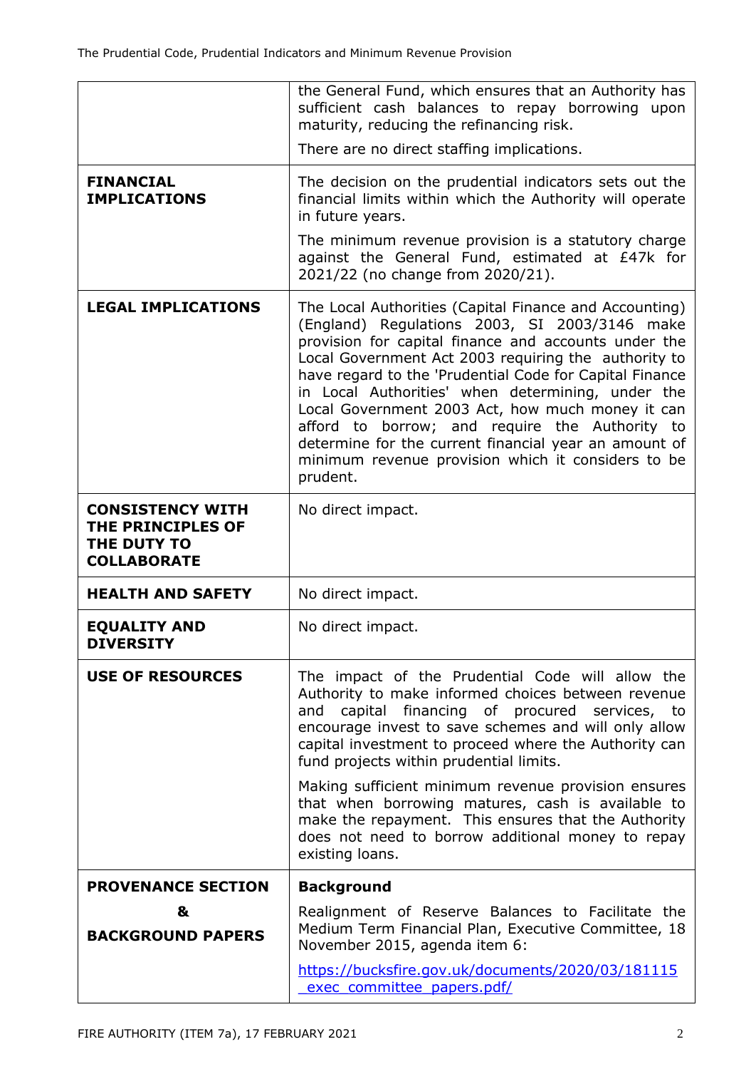| | |
|---|---|
| | the General Fund, which ensures that an Authority has sufficient cash balances to repay borrowing upon maturity, reducing the refinancing risk.<br><br>There are no direct staffing implications. |
| **FINANCIAL IMPLICATIONS** | The decision on the prudential indicators sets out the financial limits within which the Authority will operate in future years.<br><br>The minimum revenue provision is a statutory charge against the General Fund, estimated at £47k for 2021/22 (no change from 2020/21). |
| **LEGAL IMPLICATIONS** | The Local Authorities (Capital Finance and Accounting) (England) Regulations 2003, SI 2003/3146 make provision for capital finance and accounts under the Local Government Act 2003 requiring the authority to have regard to the 'Prudential Code for Capital Finance in Local Authorities' when determining, under the Local Government 2003 Act, how much money it can afford to borrow; and require the Authority to determine for the current financial year an amount of minimum revenue provision which it considers to be prudent. |
| **CONSISTENCY WITH THE PRINCIPLES OF THE DUTY TO COLLABORATE** | No direct impact. |
| **HEALTH AND SAFETY** | No direct impact. |
| **EQUALITY AND DIVERSITY** | No direct impact. |
| **USE OF RESOURCES** | The impact of the Prudential Code will allow the Authority to make informed choices between revenue and capital financing of procured services, to encourage invest to save schemes and will only allow capital investment to proceed where the Authority can fund projects within prudential limits.<br><br>Making sufficient minimum revenue provision ensures that when borrowing matures, cash is available to make the repayment. This ensures that the Authority does not need to borrow additional money to repay existing loans. |
| **PROVENANCE SECTION & BACKGROUND PAPERS** | **Background**<br><br>Realignment of Reserve Balances to Facilitate the Medium Term Financial Plan, Executive Committee, 18 November 2015, agenda item 6:<br><br>https://bucksfire.gov.uk/documents/2020/03/181115_exec_committee_papers.pdf/ |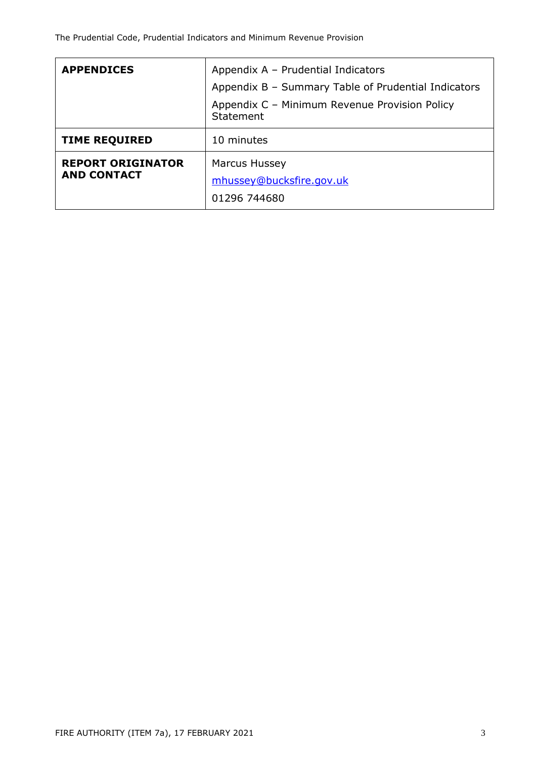| | |
|---|---|
| **APPENDICES** | Appendix A – Prudential Indicators<br>Appendix B – Summary Table of Prudential Indicators<br>Appendix C – Minimum Revenue Provision Policy Statement |
| **TIME REQUIRED** | 10 minutes |
| **REPORT ORIGINATOR AND CONTACT** | Marcus Hussey<br>mhussey@bucksfire.gov.uk<br>01296 744680 |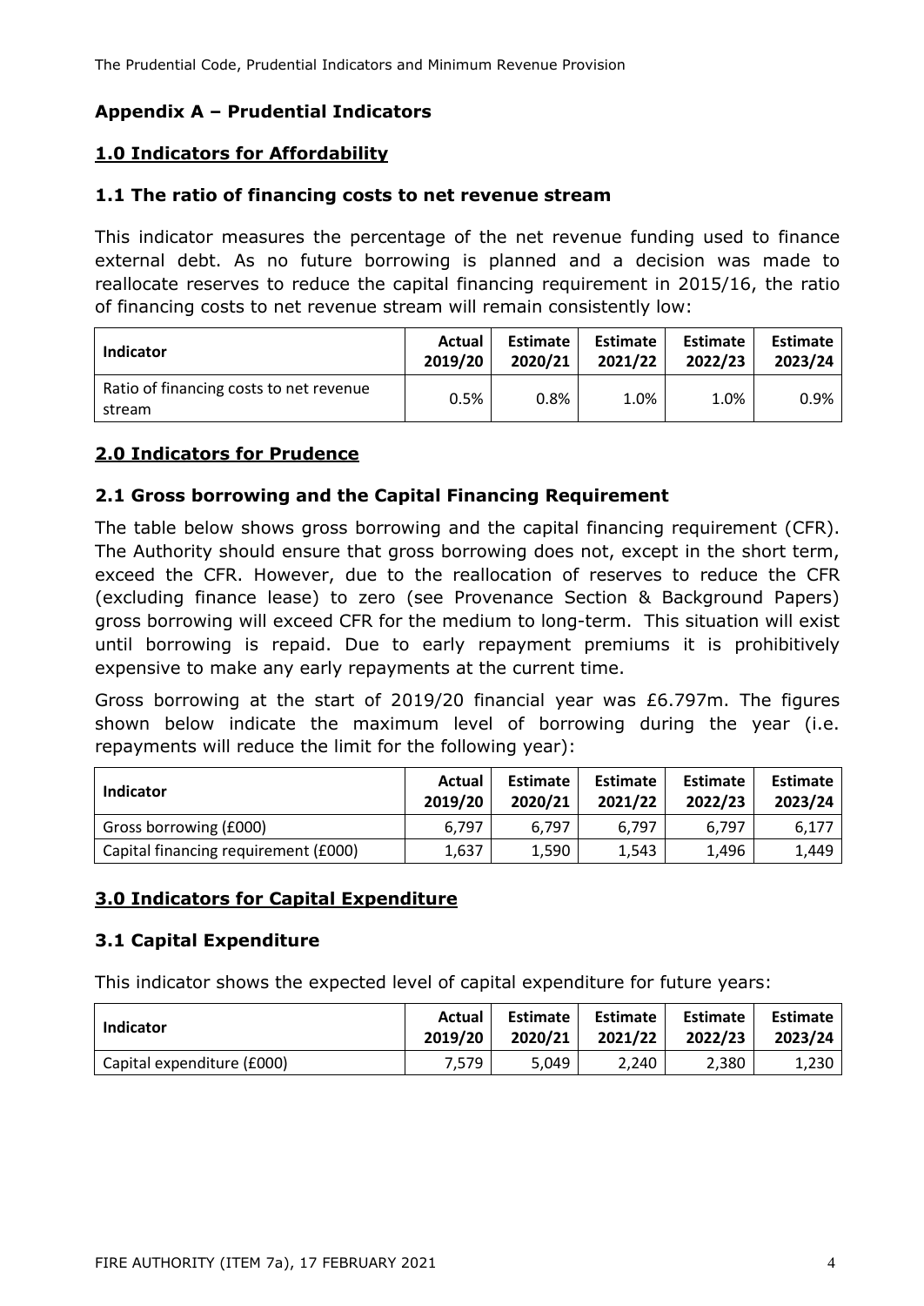## Appendix A – Prudential Indicators

### 1.0 Indicators for Affordability

#### 1.1 The ratio of financing costs to net revenue stream

This indicator measures the percentage of the net revenue funding used to finance external debt. As no future borrowing is planned and a decision was made to reallocate reserves to reduce the capital financing requirement in 2015/16, the ratio of financing costs to net revenue stream will remain consistently low:

| Indicator | Actual 2019/20 | Estimate 2020/21 | Estimate 2021/22 | Estimate 2022/23 | Estimate 2023/24 |
|---|---|---|---|---|---|
| Ratio of financing costs to net revenue stream | 0.5% | 0.8% | 1.0% | 1.0% | 0.9% |

### 2.0 Indicators for Prudence

#### 2.1 Gross borrowing and the Capital Financing Requirement

The table below shows gross borrowing and the capital financing requirement (CFR). The Authority should ensure that gross borrowing does not, except in the short term, exceed the CFR. However, due to the reallocation of reserves to reduce the CFR (excluding finance lease) to zero (see Provenance Section & Background Papers) gross borrowing will exceed CFR for the medium to long-term. This situation will exist until borrowing is repaid. Due to early repayment premiums it is prohibitively expensive to make any early repayments at the current time.

Gross borrowing at the start of 2019/20 financial year was £6.797m. The figures shown below indicate the maximum level of borrowing during the year (i.e. repayments will reduce the limit for the following year):

| Indicator | Actual 2019/20 | Estimate 2020/21 | Estimate 2021/22 | Estimate 2022/23 | Estimate 2023/24 |
|---|---|---|---|---|---|
| Gross borrowing (£000) | 6,797 | 6,797 | 6,797 | 6,797 | 6,177 |
| Capital financing requirement (£000) | 1,637 | 1,590 | 1,543 | 1,496 | 1,449 |

### 3.0 Indicators for Capital Expenditure

#### 3.1 Capital Expenditure

This indicator shows the expected level of capital expenditure for future years:

| Indicator | Actual 2019/20 | Estimate 2020/21 | Estimate 2021/22 | Estimate 2022/23 | Estimate 2023/24 |
|---|---|---|---|---|---|
| Capital expenditure (£000) | 7,579 | 5,049 | 2,240 | 2,380 | 1,230 |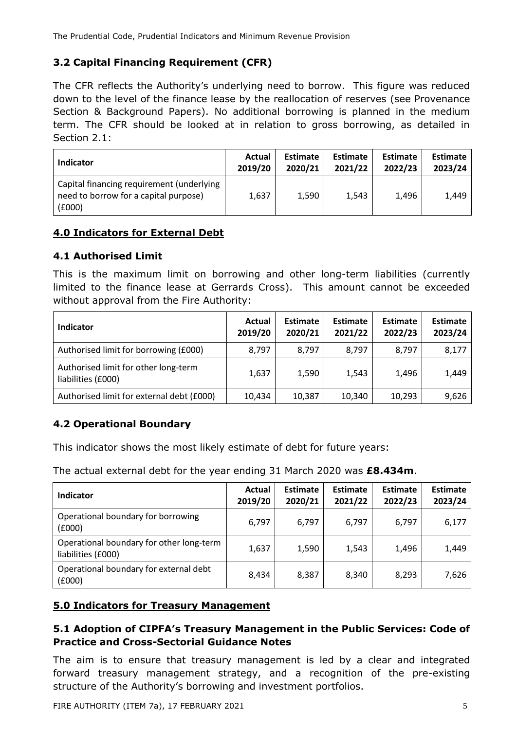### 3.2 Capital Financing Requirement (CFR)

The CFR reflects the Authority's underlying need to borrow. This figure was reduced down to the level of the finance lease by the reallocation of reserves (see Provenance Section & Background Papers). No additional borrowing is planned in the medium term. The CFR should be looked at in relation to gross borrowing, as detailed in Section 2.1:

| Indicator | Actual 2019/20 | Estimate 2020/21 | Estimate 2021/22 | Estimate 2022/23 | Estimate 2023/24 |
|---|---|---|---|---|---|
| Capital financing requirement (underlying need to borrow for a capital purpose) (£000) | 1,637 | 1,590 | 1,543 | 1,496 | 1,449 |

## 4.0 Indicators for External Debt

### 4.1 Authorised Limit

This is the maximum limit on borrowing and other long-term liabilities (currently limited to the finance lease at Gerrards Cross). This amount cannot be exceeded without approval from the Fire Authority:

| Indicator | Actual 2019/20 | Estimate 2020/21 | Estimate 2021/22 | Estimate 2022/23 | Estimate 2023/24 |
|---|---|---|---|---|---|
| Authorised limit for borrowing (£000) | 8,797 | 8,797 | 8,797 | 8,797 | 8,177 |
| Authorised limit for other long-term liabilities (£000) | 1,637 | 1,590 | 1,543 | 1,496 | 1,449 |
| Authorised limit for external debt (£000) | 10,434 | 10,387 | 10,340 | 10,293 | 9,626 |

### 4.2 Operational Boundary

This indicator shows the most likely estimate of debt for future years:

The actual external debt for the year ending 31 March 2020 was **£8.434m**.

| Indicator | Actual 2019/20 | Estimate 2020/21 | Estimate 2021/22 | Estimate 2022/23 | Estimate 2023/24 |
|---|---|---|---|---|---|
| Operational boundary for borrowing (£000) | 6,797 | 6,797 | 6,797 | 6,797 | 6,177 |
| Operational boundary for other long-term liabilities (£000) | 1,637 | 1,590 | 1,543 | 1,496 | 1,449 |
| Operational boundary for external debt (£000) | 8,434 | 8,387 | 8,340 | 8,293 | 7,626 |

## 5.0 Indicators for Treasury Management

### 5.1 Adoption of CIPFA's Treasury Management in the Public Services: Code of Practice and Cross-Sectorial Guidance Notes

The aim is to ensure that treasury management is led by a clear and integrated forward treasury management strategy, and a recognition of the pre-existing structure of the Authority's borrowing and investment portfolios.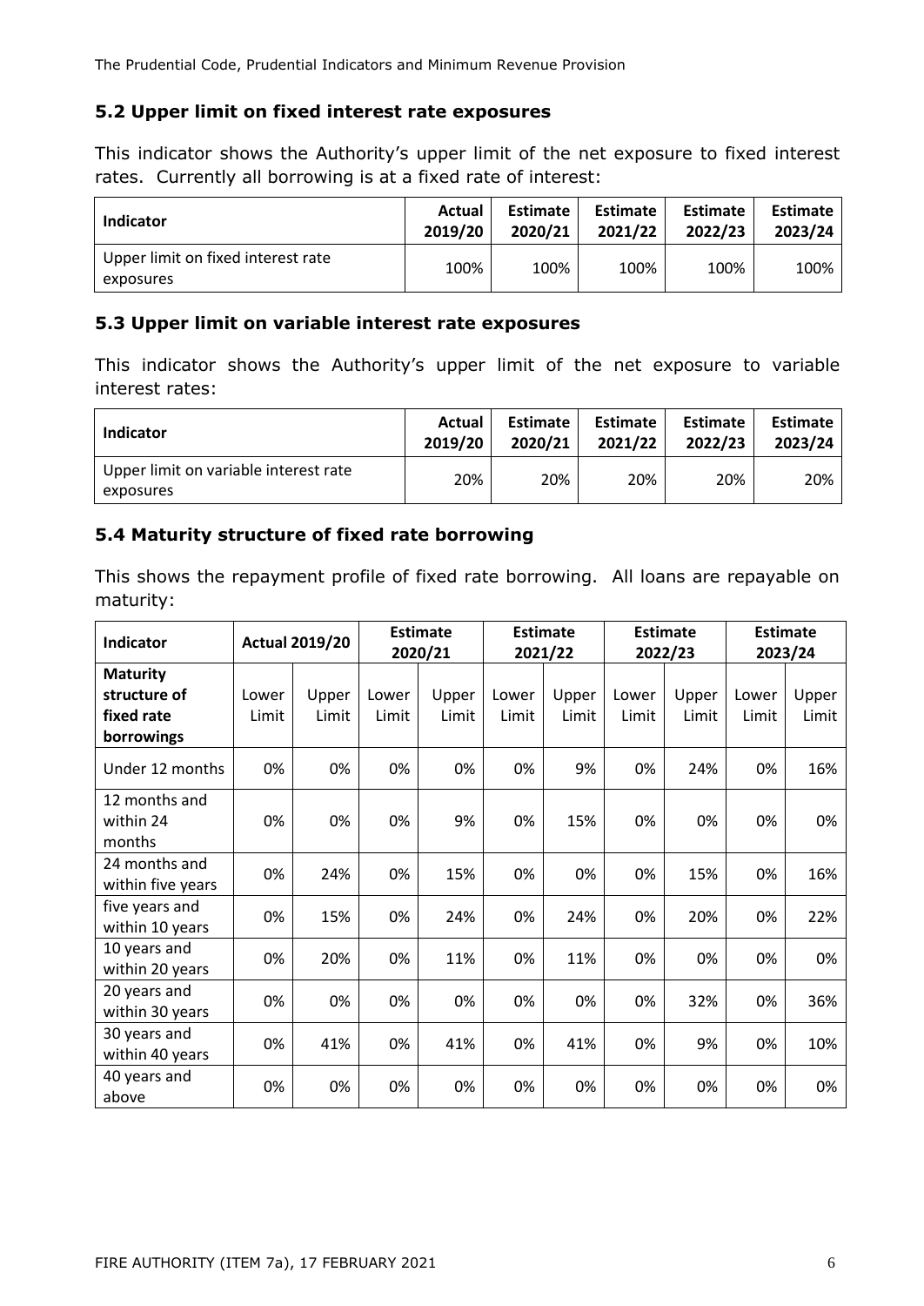## 5.2 Upper limit on fixed interest rate exposures

This indicator shows the Authority's upper limit of the net exposure to fixed interest rates. Currently all borrowing is at a fixed rate of interest:

| Indicator | Actual 2019/20 | Estimate 2020/21 | Estimate 2021/22 | Estimate 2022/23 | Estimate 2023/24 |
|---|---|---|---|---|---|
| Upper limit on fixed interest rate exposures | 100% | 100% | 100% | 100% | 100% |

## 5.3 Upper limit on variable interest rate exposures

This indicator shows the Authority's upper limit of the net exposure to variable interest rates:

| Indicator | Actual 2019/20 | Estimate 2020/21 | Estimate 2021/22 | Estimate 2022/23 | Estimate 2023/24 |
|---|---|---|---|---|---|
| Upper limit on variable interest rate exposures | 20% | 20% | 20% | 20% | 20% |

## 5.4 Maturity structure of fixed rate borrowing

This shows the repayment profile of fixed rate borrowing. All loans are repayable on maturity:

| Indicator | Actual 2019/20 | | Estimate 2020/21 | | Estimate 2021/22 | | Estimate 2022/23 | | Estimate 2023/24 | |
|---|---|---|---|---|---|---|---|---|---|---|
| **Maturity structure of fixed rate borrowings** | Lower Limit | Upper Limit | Lower Limit | Upper Limit | Lower Limit | Upper Limit | Lower Limit | Upper Limit | Lower Limit | Upper Limit |
| Under 12 months | 0% | 0% | 0% | 0% | 0% | 9% | 0% | 24% | 0% | 16% |
| 12 months and within 24 months | 0% | 0% | 0% | 9% | 0% | 15% | 0% | 0% | 0% | 0% |
| 24 months and within five years | 0% | 24% | 0% | 15% | 0% | 0% | 0% | 15% | 0% | 16% |
| five years and within 10 years | 0% | 15% | 0% | 24% | 0% | 24% | 0% | 20% | 0% | 22% |
| 10 years and within 20 years | 0% | 20% | 0% | 11% | 0% | 11% | 0% | 0% | 0% | 0% |
| 20 years and within 30 years | 0% | 0% | 0% | 0% | 0% | 0% | 0% | 32% | 0% | 36% |
| 30 years and within 40 years | 0% | 41% | 0% | 41% | 0% | 41% | 0% | 9% | 0% | 10% |
| 40 years and above | 0% | 0% | 0% | 0% | 0% | 0% | 0% | 0% | 0% | 0% |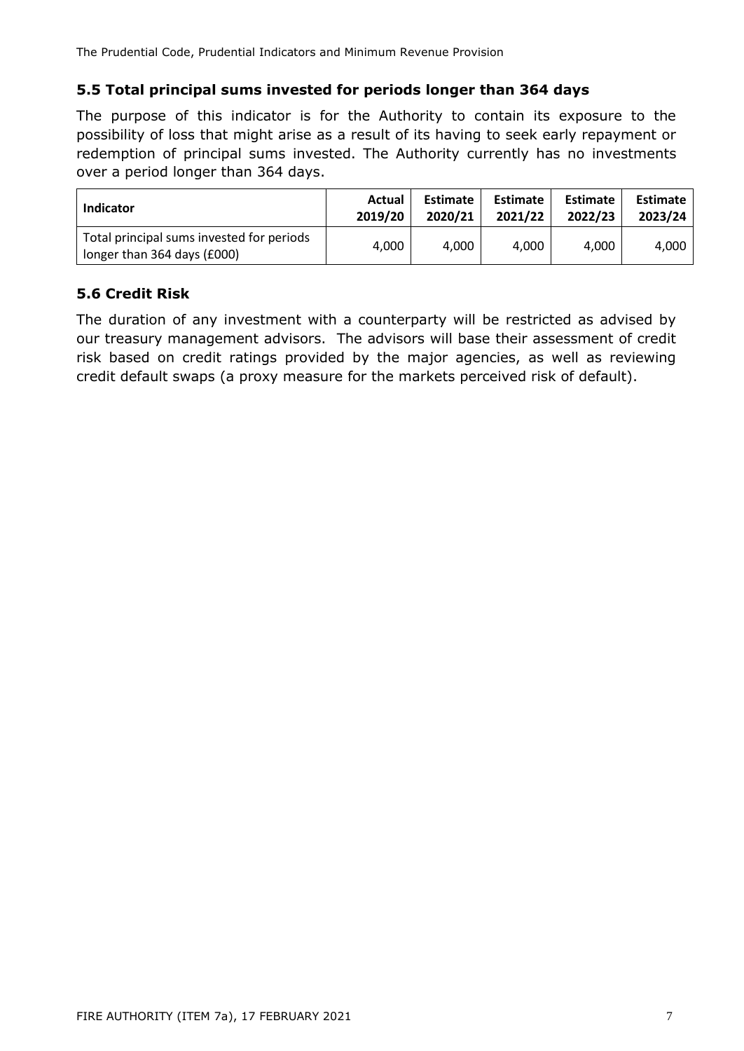## 5.5 Total principal sums invested for periods longer than 364 days

The purpose of this indicator is for the Authority to contain its exposure to the possibility of loss that might arise as a result of its having to seek early repayment or redemption of principal sums invested. The Authority currently has no investments over a period longer than 364 days.

| Indicator | Actual 2019/20 | Estimate 2020/21 | Estimate 2021/22 | Estimate 2022/23 | Estimate 2023/24 |
|---|---|---|---|---|---|
| Total principal sums invested for periods longer than 364 days (£000) | 4,000 | 4,000 | 4,000 | 4,000 | 4,000 |

## 5.6 Credit Risk

The duration of any investment with a counterparty will be restricted as advised by our treasury management advisors. The advisors will base their assessment of credit risk based on credit ratings provided by the major agencies, as well as reviewing credit default swaps (a proxy measure for the markets perceived risk of default).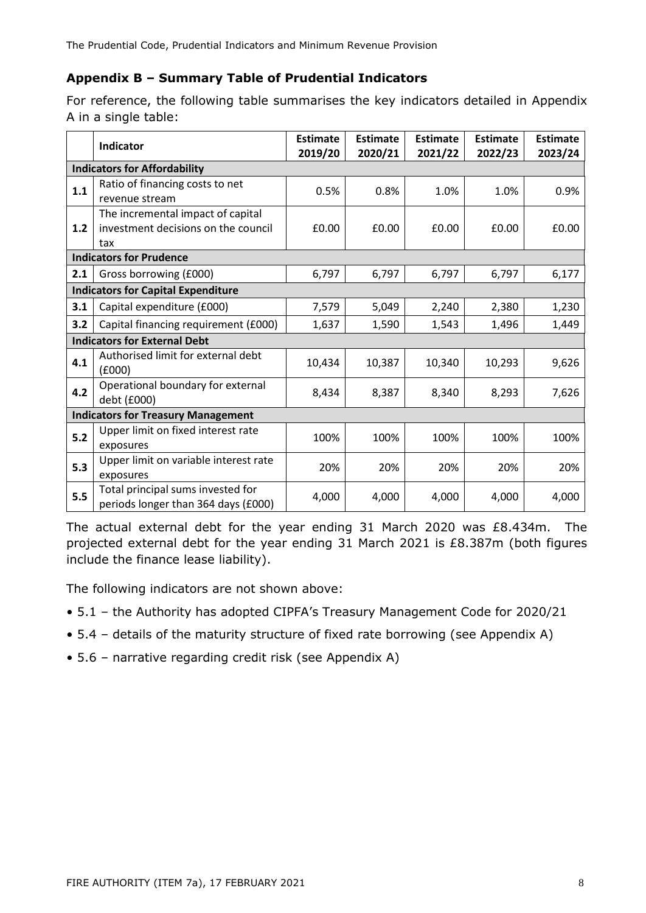## Appendix B – Summary Table of Prudential Indicators

For reference, the following table summarises the key indicators detailed in Appendix A in a single table:

| | Indicator | Estimate 2019/20 | Estimate 2020/21 | Estimate 2021/22 | Estimate 2022/23 | Estimate 2023/24 |
|---|---|---|---|---|---|---|
| **Indicators for Affordability** | | | | | | |
| **1.1** | Ratio of financing costs to net revenue stream | 0.5% | 0.8% | 1.0% | 1.0% | 0.9% |
| **1.2** | The incremental impact of capital investment decisions on the council tax | £0.00 | £0.00 | £0.00 | £0.00 | £0.00 |
| **Indicators for Prudence** | | | | | | |
| **2.1** | Gross borrowing (£000) | 6,797 | 6,797 | 6,797 | 6,797 | 6,177 |
| **Indicators for Capital Expenditure** | | | | | | |
| **3.1** | Capital expenditure (£000) | 7,579 | 5,049 | 2,240 | 2,380 | 1,230 |
| **3.2** | Capital financing requirement (£000) | 1,637 | 1,590 | 1,543 | 1,496 | 1,449 |
| **Indicators for External Debt** | | | | | | |
| **4.1** | Authorised limit for external debt (£000) | 10,434 | 10,387 | 10,340 | 10,293 | 9,626 |
| **4.2** | Operational boundary for external debt (£000) | 8,434 | 8,387 | 8,340 | 8,293 | 7,626 |
| **Indicators for Treasury Management** | | | | | | |
| **5.2** | Upper limit on fixed interest rate exposures | 100% | 100% | 100% | 100% | 100% |
| **5.3** | Upper limit on variable interest rate exposures | 20% | 20% | 20% | 20% | 20% |
| **5.5** | Total principal sums invested for periods longer than 364 days (£000) | 4,000 | 4,000 | 4,000 | 4,000 | 4,000 |

The actual external debt for the year ending 31 March 2020 was £8.434m. The projected external debt for the year ending 31 March 2021 is £8.387m (both figures include the finance lease liability).

The following indicators are not shown above:

- 5.1 – the Authority has adopted CIPFA's Treasury Management Code for 2020/21
- 5.4 – details of the maturity structure of fixed rate borrowing (see Appendix A)
- 5.6 – narrative regarding credit risk (see Appendix A)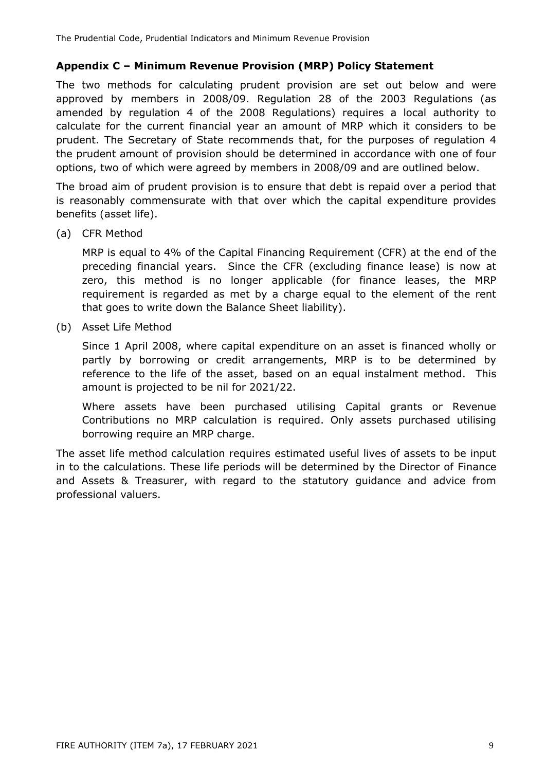## Appendix C – Minimum Revenue Provision (MRP) Policy Statement

The two methods for calculating prudent provision are set out below and were approved by members in 2008/09. Regulation 28 of the 2003 Regulations (as amended by regulation 4 of the 2008 Regulations) requires a local authority to calculate for the current financial year an amount of MRP which it considers to be prudent. The Secretary of State recommends that, for the purposes of regulation 4 the prudent amount of provision should be determined in accordance with one of four options, two of which were agreed by members in 2008/09 and are outlined below.

The broad aim of prudent provision is to ensure that debt is repaid over a period that is reasonably commensurate with that over which the capital expenditure provides benefits (asset life).

(a) CFR Method

MRP is equal to 4% of the Capital Financing Requirement (CFR) at the end of the preceding financial years. Since the CFR (excluding finance lease) is now at zero, this method is no longer applicable (for finance leases, the MRP requirement is regarded as met by a charge equal to the element of the rent that goes to write down the Balance Sheet liability).

(b) Asset Life Method

Since 1 April 2008, where capital expenditure on an asset is financed wholly or partly by borrowing or credit arrangements, MRP is to be determined by reference to the life of the asset, based on an equal instalment method. This amount is projected to be nil for 2021/22.

Where assets have been purchased utilising Capital grants or Revenue Contributions no MRP calculation is required. Only assets purchased utilising borrowing require an MRP charge.

The asset life method calculation requires estimated useful lives of assets to be input in to the calculations. These life periods will be determined by the Director of Finance and Assets & Treasurer, with regard to the statutory guidance and advice from professional valuers.